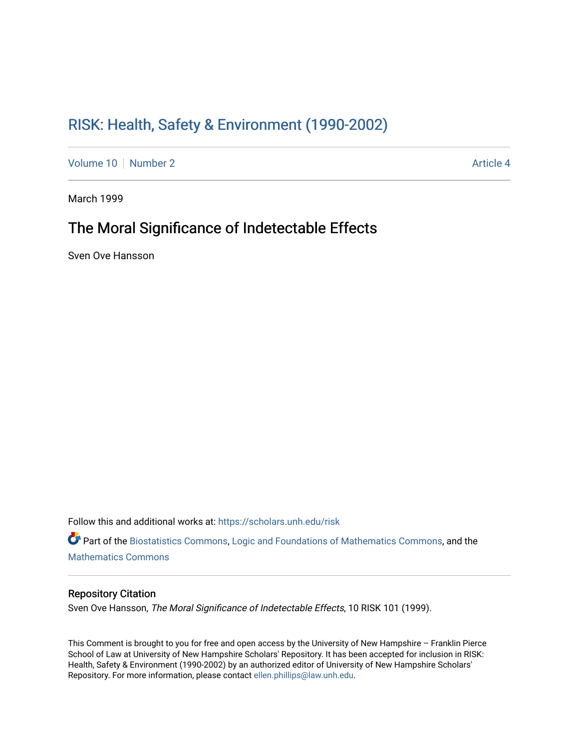# RISK: Health, Safety & Environment (1990-2002)

Volume 10 | Number 2 | Article 4

March 1999

## The Moral Significance of Indetectable Effects

Sven Ove Hansson

Follow this and additional works at: https://scholars.unh.edu/risk

Part of the Biostatistics Commons, Logic and Foundations of Mathematics Commons, and the Mathematics Commons

### Repository Citation

Sven Ove Hansson, *The Moral Significance of Indetectable Effects*, 10 RISK 101 (1999).

This Comment is brought to you for free and open access by the University of New Hampshire – Franklin Pierce School of Law at University of New Hampshire Scholars' Repository. It has been accepted for inclusion in RISK: Health, Safety & Environment (1990-2002) by an authorized editor of University of New Hampshire Scholars' Repository. For more information, please contact ellen.phillips@law.unh.edu.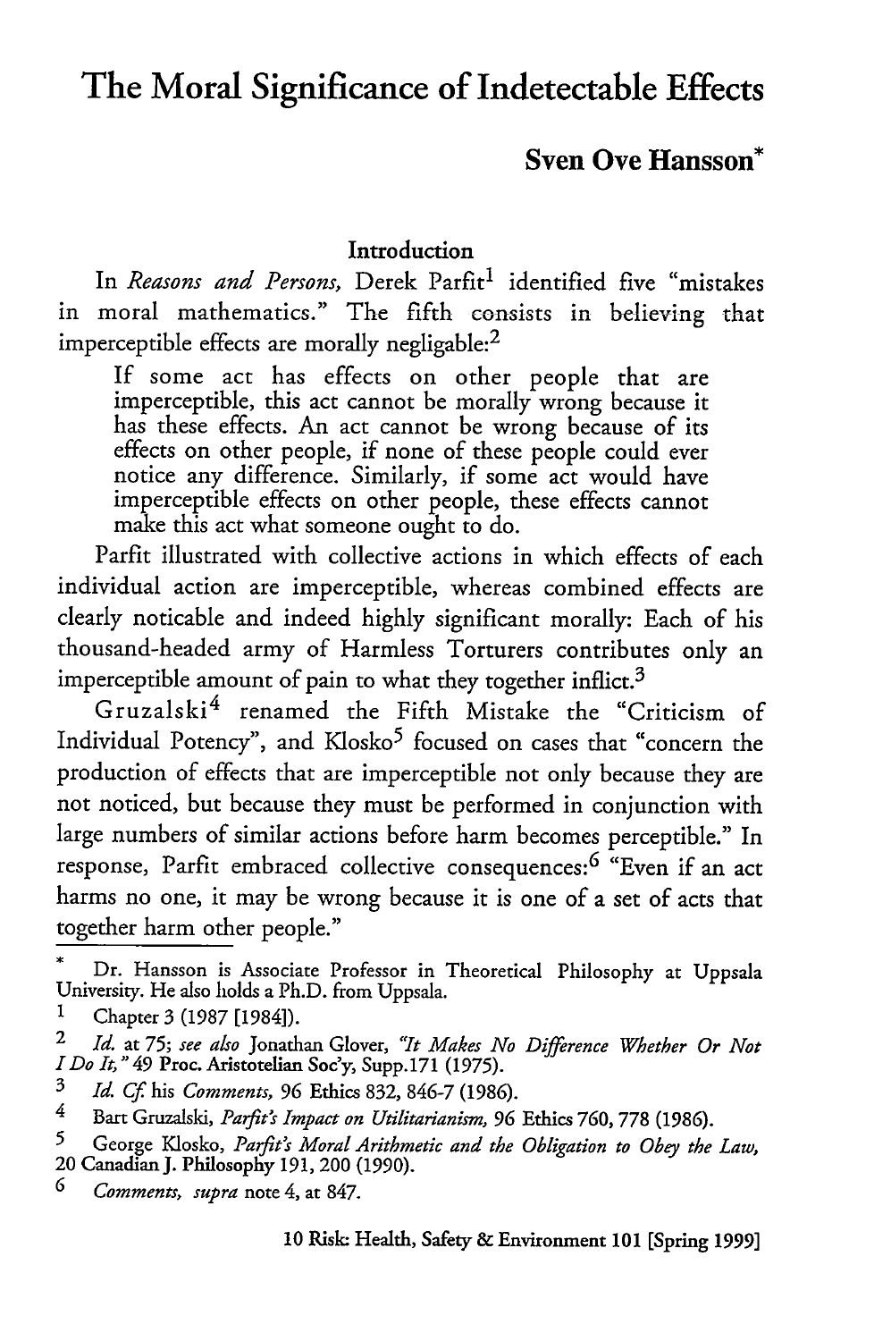# The Moral Significance of Indetectable Effects

## Sven Ove Hansson*

### Introduction

In *Reasons and Persons*, Derek Parfit[1] identified five "mistakes in moral mathematics." The fifth consists in believing that imperceptible effects are morally negligable:[2]

> If some act has effects on other people that are imperceptible, this act cannot be morally wrong because it has these effects. An act cannot be wrong because of its effects on other people, if none of these people could ever notice any difference. Similarly, if some act would have imperceptible effects on other people, these effects cannot make this act what someone ought to do.

Parfit illustrated with collective actions in which effects of each individual action are imperceptible, whereas combined effects are clearly noticable and indeed highly significant morally: Each of his thousand-headed army of Harmless Torturers contributes only an imperceptible amount of pain to what they together inflict.[3]

Gruzalski[4] renamed the Fifth Mistake the "Criticism of Individual Potency", and Klosko[5] focused on cases that "concern the production of effects that are imperceptible not only because they are not noticed, but because they must be performed in conjunction with large numbers of similar actions before harm becomes perceptible." In response, Parfit embraced collective consequences:[6] "Even if an act harms no one, it may be wrong because it is one of a set of acts that together harm other people."

---

\* Dr. Hansson is Associate Professor in Theoretical Philosophy at Uppsala University. He also holds a Ph.D. from Uppsala.

[1] Chapter 3 (1987 [1984]).

[2] *Id.* at 75; *see also* Jonathan Glover, *"It Makes No Difference Whether Or Not I Do It,"* 49 Proc. Aristotelian Soc'y, Supp.171 (1975).

[3] *Id. Cf.* his *Comments*, 96 Ethics 832, 846-7 (1986).

[4] Bart Gruzalski, *Parfit's Impact on Utilitarianism*, 96 Ethics 760, 778 (1986).

[5] George Klosko, *Parfit's Moral Arithmetic and the Obligation to Obey the Law*, 20 Canadian J. Philosophy 191, 200 (1990).

[6] *Comments, supra* note 4, at 847.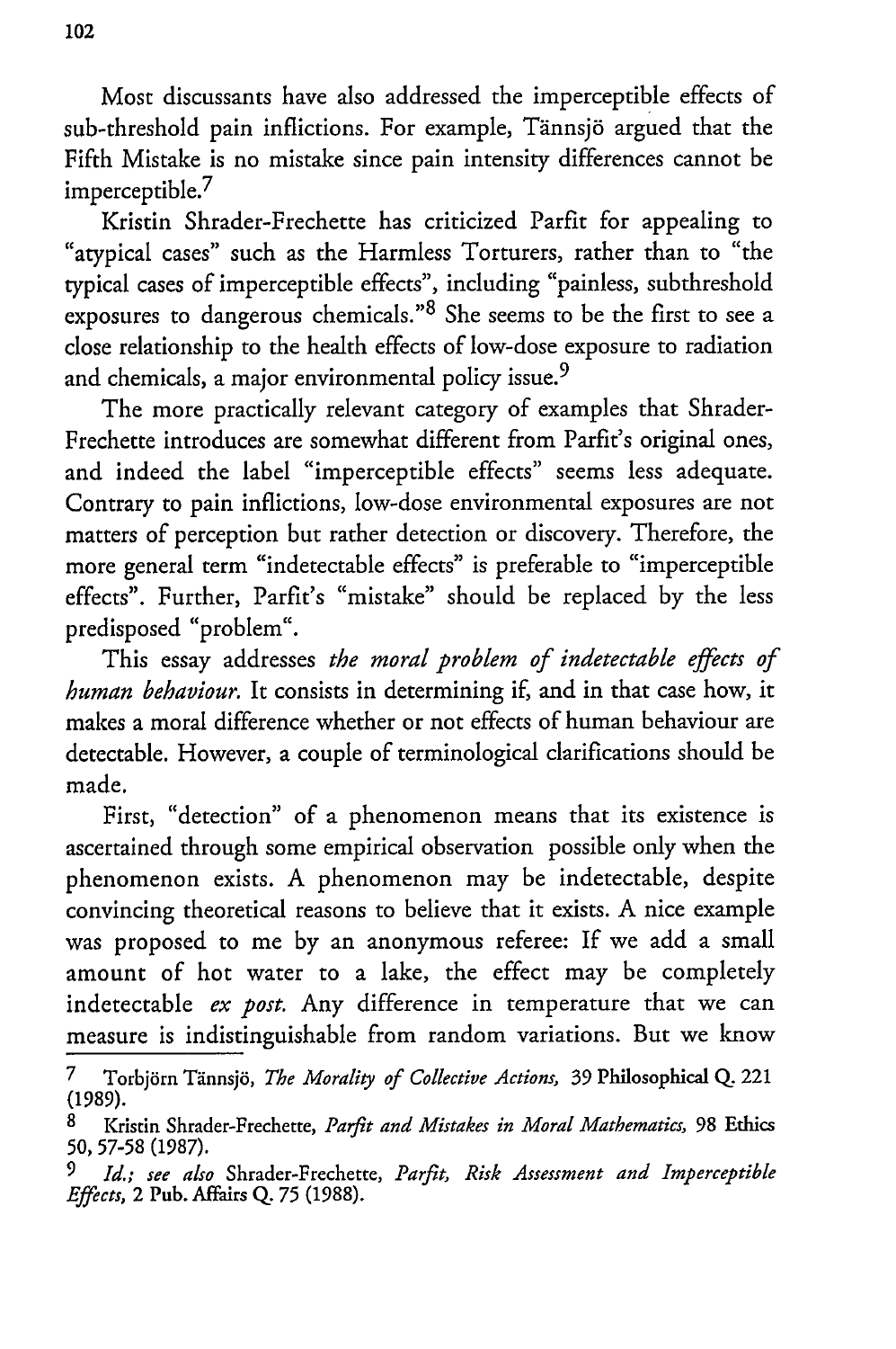Most discussants have also addressed the imperceptible effects of sub-threshold pain inflictions. For example, Tännsjö argued that the Fifth Mistake is no mistake since pain intensity differences cannot be imperceptible.[7]

Kristin Shrader-Frechette has criticized Parfit for appealing to "atypical cases" such as the Harmless Torturers, rather than to "the typical cases of imperceptible effects", including "painless, subthreshold exposures to dangerous chemicals."[8] She seems to be the first to see a close relationship to the health effects of low-dose exposure to radiation and chemicals, a major environmental policy issue.[9]

The more practically relevant category of examples that Shrader-Frechette introduces are somewhat different from Parfit's original ones, and indeed the label "imperceptible effects" seems less adequate. Contrary to pain inflictions, low-dose environmental exposures are not matters of perception but rather detection or discovery. Therefore, the more general term "indetectable effects" is preferable to "imperceptible effects". Further, Parfit's "mistake" should be replaced by the less predisposed "problem".

This essay addresses *the moral problem of indetectable effects of human behaviour.* It consists in determining if, and in that case how, it makes a moral difference whether or not effects of human behaviour are detectable. However, a couple of terminological clarifications should be made.

First, "detection" of a phenomenon means that its existence is ascertained through some empirical observation possible only when the phenomenon exists. A phenomenon may be indetectable, despite convincing theoretical reasons to believe that it exists. A nice example was proposed to me by an anonymous referee: If we add a small amount of hot water to a lake, the effect may be completely indetectable *ex post.* Any difference in temperature that we can measure is indistinguishable from random variations. But we know

---

7 Torbjörn Tännsjö, *The Morality of Collective Actions,* 39 Philosophical Q. 221 (1989).

8 Kristin Shrader-Frechette, *Parfit and Mistakes in Moral Mathematics,* 98 Ethics 50, 57-58 (1987).

9 *Id.; see also* Shrader-Frechette, *Parfit, Risk Assessment and Imperceptible Effects,* 2 Pub. Affairs Q. 75 (1988).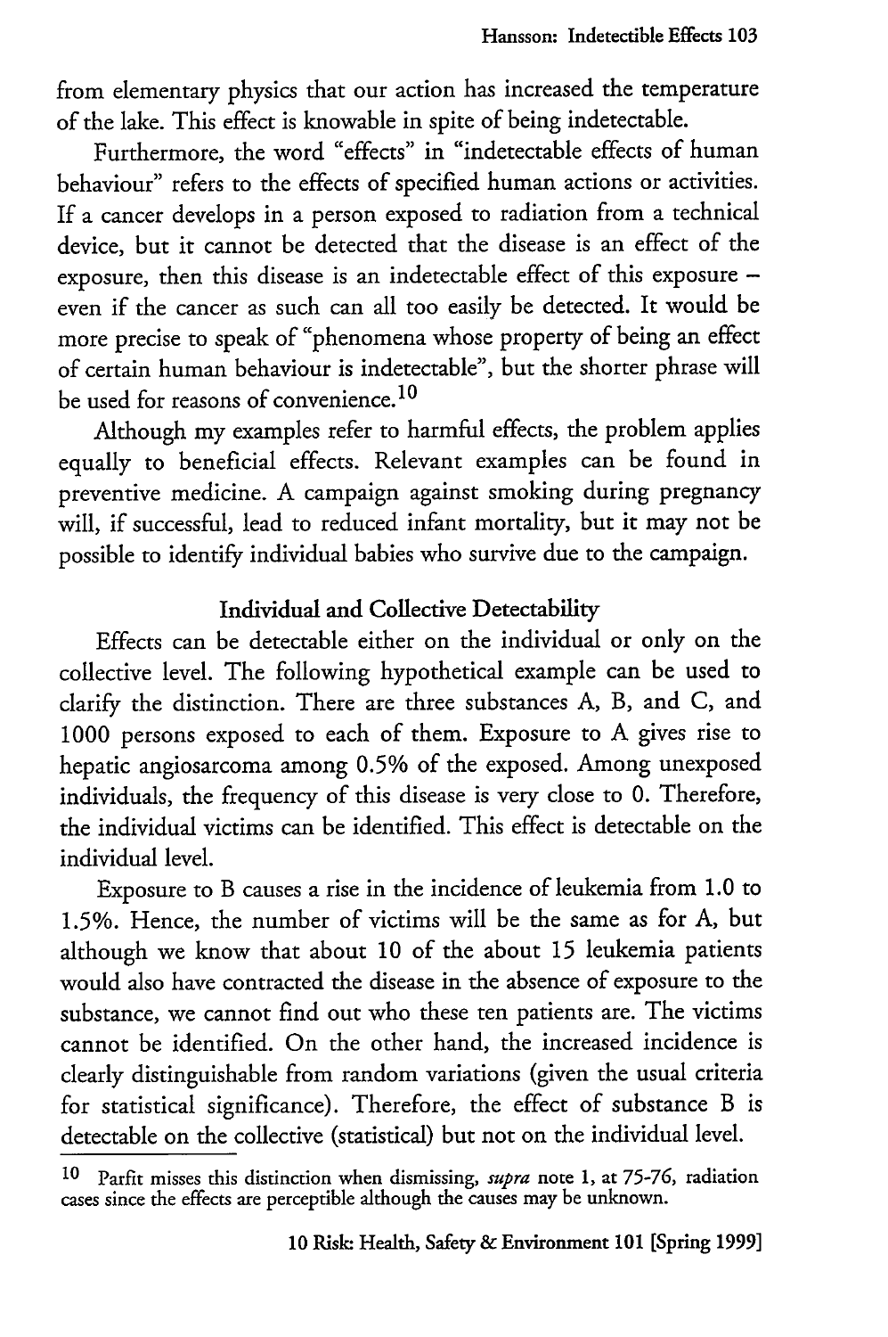from elementary physics that our action has increased the temperature of the lake. This effect is knowable in spite of being indetectable.

Furthermore, the word "effects" in "indetectable effects of human behaviour" refers to the effects of specified human actions or activities. If a cancer develops in a person exposed to radiation from a technical device, but it cannot be detected that the disease is an effect of the exposure, then this disease is an indetectable effect of this exposure – even if the cancer as such can all too easily be detected. It would be more precise to speak of "phenomena whose property of being an effect of certain human behaviour is indetectable", but the shorter phrase will be used for reasons of convenience.[10]

Although my examples refer to harmful effects, the problem applies equally to beneficial effects. Relevant examples can be found in preventive medicine. A campaign against smoking during pregnancy will, if successful, lead to reduced infant mortality, but it may not be possible to identify individual babies who survive due to the campaign.

## Individual and Collective Detectability

Effects can be detectable either on the individual or only on the collective level. The following hypothetical example can be used to clarify the distinction. There are three substances A, B, and C, and 1000 persons exposed to each of them. Exposure to A gives rise to hepatic angiosarcoma among 0.5% of the exposed. Among unexposed individuals, the frequency of this disease is very close to 0. Therefore, the individual victims can be identified. This effect is detectable on the individual level.

Exposure to B causes a rise in the incidence of leukemia from 1.0 to 1.5%. Hence, the number of victims will be the same as for A, but although we know that about 10 of the about 15 leukemia patients would also have contracted the disease in the absence of exposure to the substance, we cannot find out who these ten patients are. The victims cannot be identified. On the other hand, the increased incidence is clearly distinguishable from random variations (given the usual criteria for statistical significance). Therefore, the effect of substance B is detectable on the collective (statistical) but not on the individual level.

---

[10] Parfit misses this distinction when dismissing, *supra* note 1, at 75-76, radiation cases since the effects are perceptible although the causes may be unknown.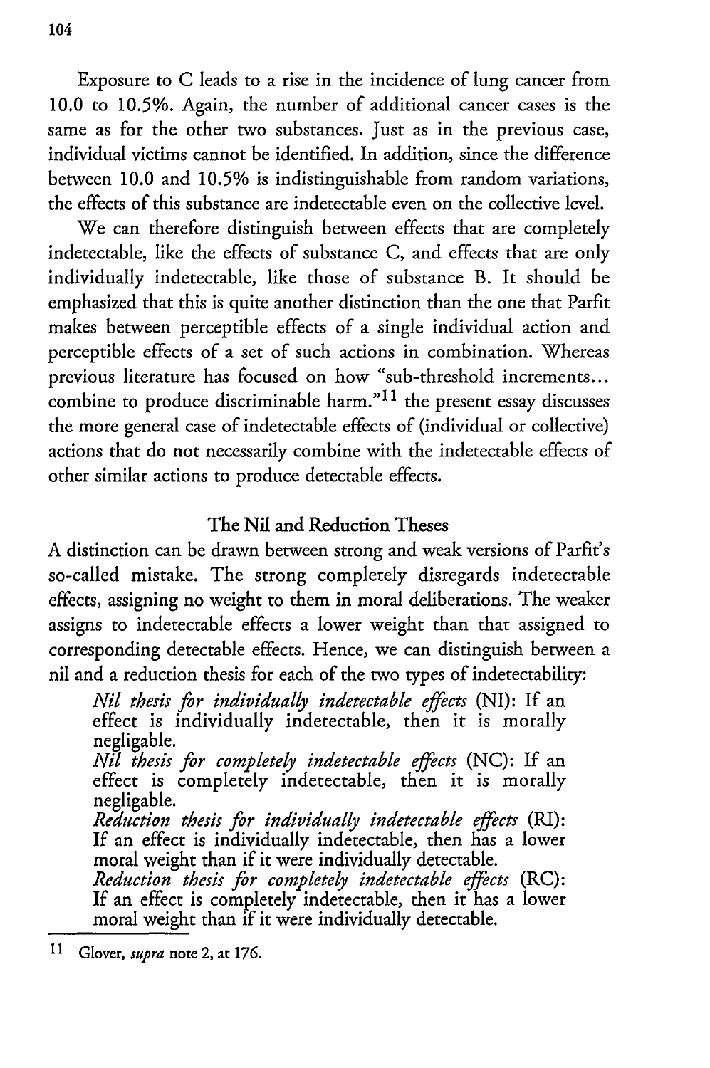Exposure to C leads to a rise in the incidence of lung cancer from 10.0 to 10.5%. Again, the number of additional cancer cases is the same as for the other two substances. Just as in the previous case, individual victims cannot be identified. In addition, since the difference between 10.0 and 10.5% is indistinguishable from random variations, the effects of this substance are indetectable even on the collective level.

We can therefore distinguish between effects that are completely indetectable, like the effects of substance C, and effects that are only individually indetectable, like those of substance B. It should be emphasized that this is quite another distinction than the one that Parfit makes between perceptible effects of a single individual action and perceptible effects of a set of such actions in combination. Whereas previous literature has focused on how "sub-threshold increments... combine to produce discriminable harm."[11] the present essay discusses the more general case of indetectable effects of (individual or collective) actions that do not necessarily combine with the indetectable effects of other similar actions to produce detectable effects.

## The Nil and Reduction Theses

A distinction can be drawn between strong and weak versions of Parfit's so-called mistake. The strong completely disregards indetectable effects, assigning no weight to them in moral deliberations. The weaker assigns to indetectable effects a lower weight than that assigned to corresponding detectable effects. Hence, we can distinguish between a nil and a reduction thesis for each of the two types of indetectability:

> *Nil thesis for individually indetectable effects* (NI): If an effect is individually indetectable, then it is morally negligable.
>
> *Nil thesis for completely indetectable effects* (NC): If an effect is completely indetectable, then it is morally negligable.
>
> *Reduction thesis for individually indetectable effects* (RI): If an effect is individually indetectable, then has a lower moral weight than if it were individually detectable.
>
> *Reduction thesis for completely indetectable effects* (RC): If an effect is completely indetectable, then it has a lower moral weight than if it were individually detectable.

---

[11] Glover, *supra* note 2, at 176.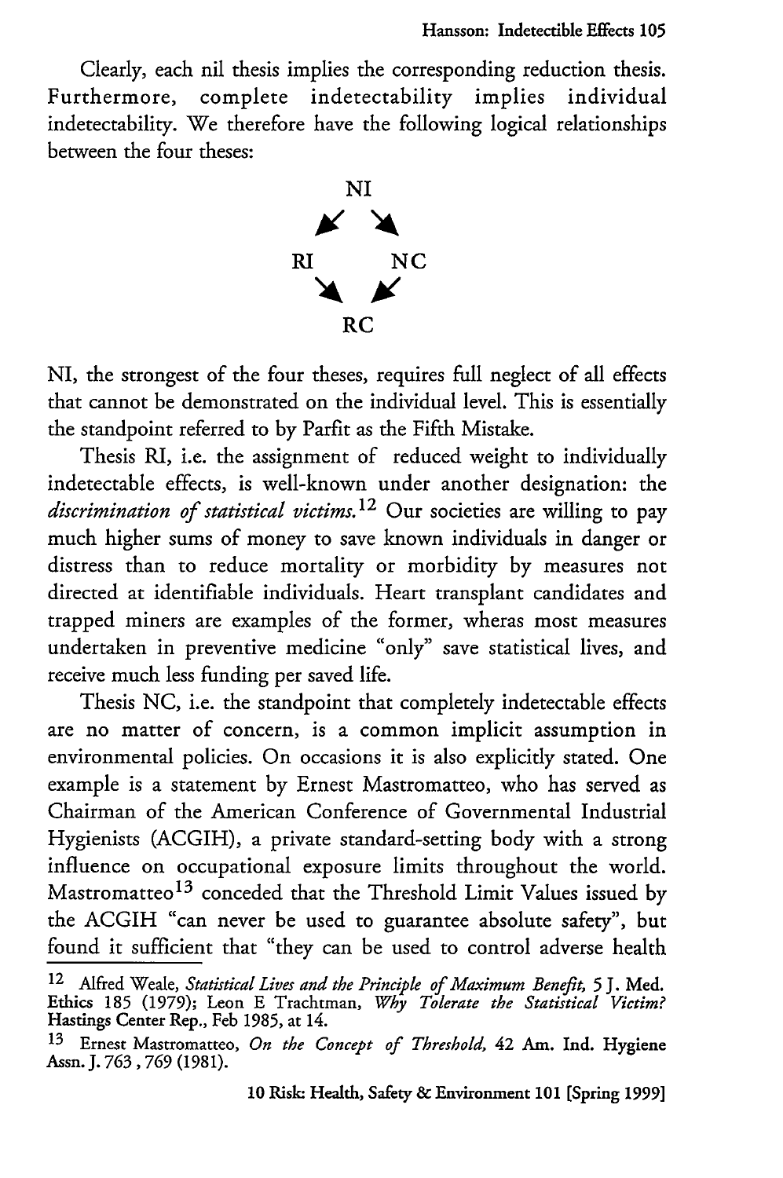Clearly, each nil thesis implies the corresponding reduction thesis. Furthermore, complete indetectability implies individual indetectability. We therefore have the following logical relationships between the four theses:

```
        NI
      ↙    ↘
    RI      NC
      ↘    ↙
        RC
```

NI, the strongest of the four theses, requires full neglect of all effects that cannot be demonstrated on the individual level. This is essentially the standpoint referred to by Parfit as the Fifth Mistake.

Thesis RI, i.e. the assignment of reduced weight to individually indetectable effects, is well-known under another designation: the *discrimination of statistical victims.*[12] Our societies are willing to pay much higher sums of money to save known individuals in danger or distress than to reduce mortality or morbidity by measures not directed at identifiable individuals. Heart transplant candidates and trapped miners are examples of the former, wheras most measures undertaken in preventive medicine "only" save statistical lives, and receive much less funding per saved life.

Thesis NC, i.e. the standpoint that completely indetectable effects are no matter of concern, is a common implicit assumption in environmental policies. On occasions it is also explicitly stated. One example is a statement by Ernest Mastromatteo, who has served as Chairman of the American Conference of Governmental Industrial Hygienists (ACGIH), a private standard-setting body with a strong influence on occupational exposure limits throughout the world. Mastromatteo[13] conceded that the Threshold Limit Values issued by the ACGIH "can never be used to guarantee absolute safety", but found it sufficient that "they can be used to control adverse health

---

[12] Alfred Weale, *Statistical Lives and the Principle of Maximum Benefit,* 5 J. Med. Ethics 185 (1979); Leon E Trachtman, *Why Tolerate the Statistical Victim?* Hastings Center Rep., Feb 1985, at 14.

[13] Ernest Mastromatteo, *On the Concept of Threshold,* 42 Am. Ind. Hygiene Assn. J. 763 , 769 (1981).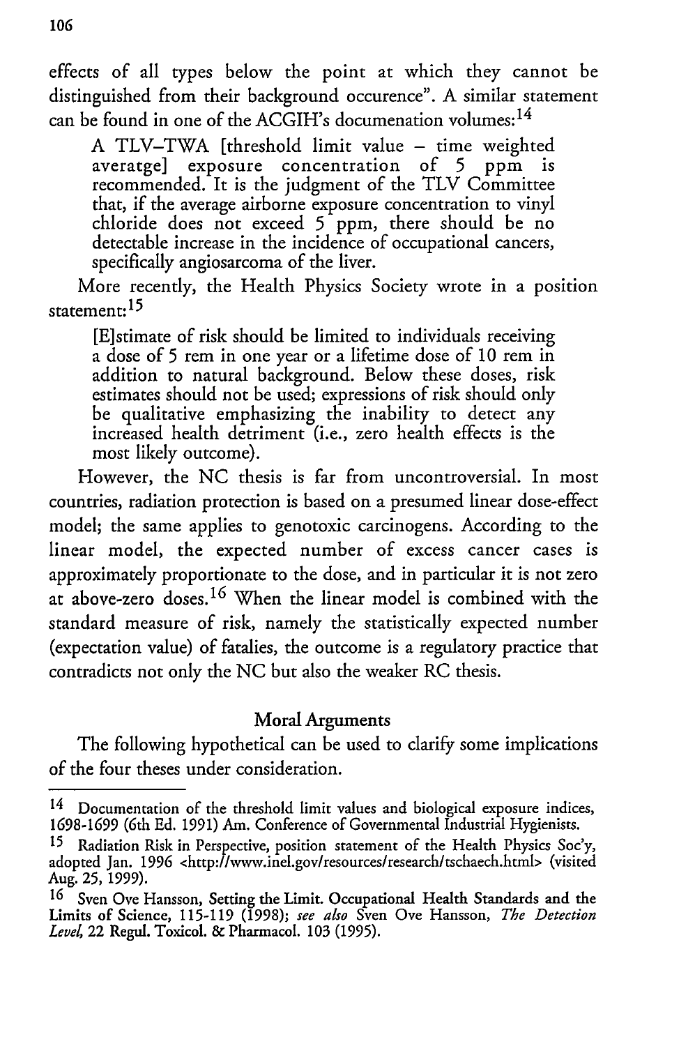effects of all types below the point at which they cannot be distinguished from their background occurence". A similar statement can be found in one of the ACGIH's documenation volumes:[14]

> A TLV–TWA [threshold limit value – time weighted averatge] exposure concentration of 5 ppm is recommended. It is the judgment of the TLV Committee that, if the average airborne exposure concentration to vinyl chloride does not exceed 5 ppm, there should be no detectable increase in the incidence of occupational cancers, specifically angiosarcoma of the liver.

More recently, the Health Physics Society wrote in a position statement:[15]

> [E]stimate of risk should be limited to individuals receiving a dose of 5 rem in one year or a lifetime dose of 10 rem in addition to natural background. Below these doses, risk estimates should not be used; expressions of risk should only be qualitative emphasizing the inability to detect any increased health detriment (i.e., zero health effects is the most likely outcome).

However, the NC thesis is far from uncontroversial. In most countries, radiation protection is based on a presumed linear dose-effect model; the same applies to genotoxic carcinogens. According to the linear model, the expected number of excess cancer cases is approximately proportionate to the dose, and in particular it is not zero at above-zero doses.[16] When the linear model is combined with the standard measure of risk, namely the statistically expected number (expectation value) of fatalies, the outcome is a regulatory practice that contradicts not only the NC but also the weaker RC thesis.

## Moral Arguments

The following hypothetical can be used to clarify some implications of the four theses under consideration.

---

[14] Documentation of the threshold limit values and biological exposure indices, 1698-1699 (6th Ed. 1991) Am. Conference of Governmental Industrial Hygienists.

[15] Radiation Risk in Perspective, position statement of the Health Physics Soc'y, adopted Jan. 1996 <http://www.inel.gov/resources/research/tschaech.html> (visited Aug. 25, 1999).

[16] Sven Ove Hansson, Setting the Limit. Occupational Health Standards and the Limits of Science, 115-119 (1998); *see also* Sven Ove Hansson, *The Detection Level*, 22 Regul. Toxicol. & Pharmacol. 103 (1995).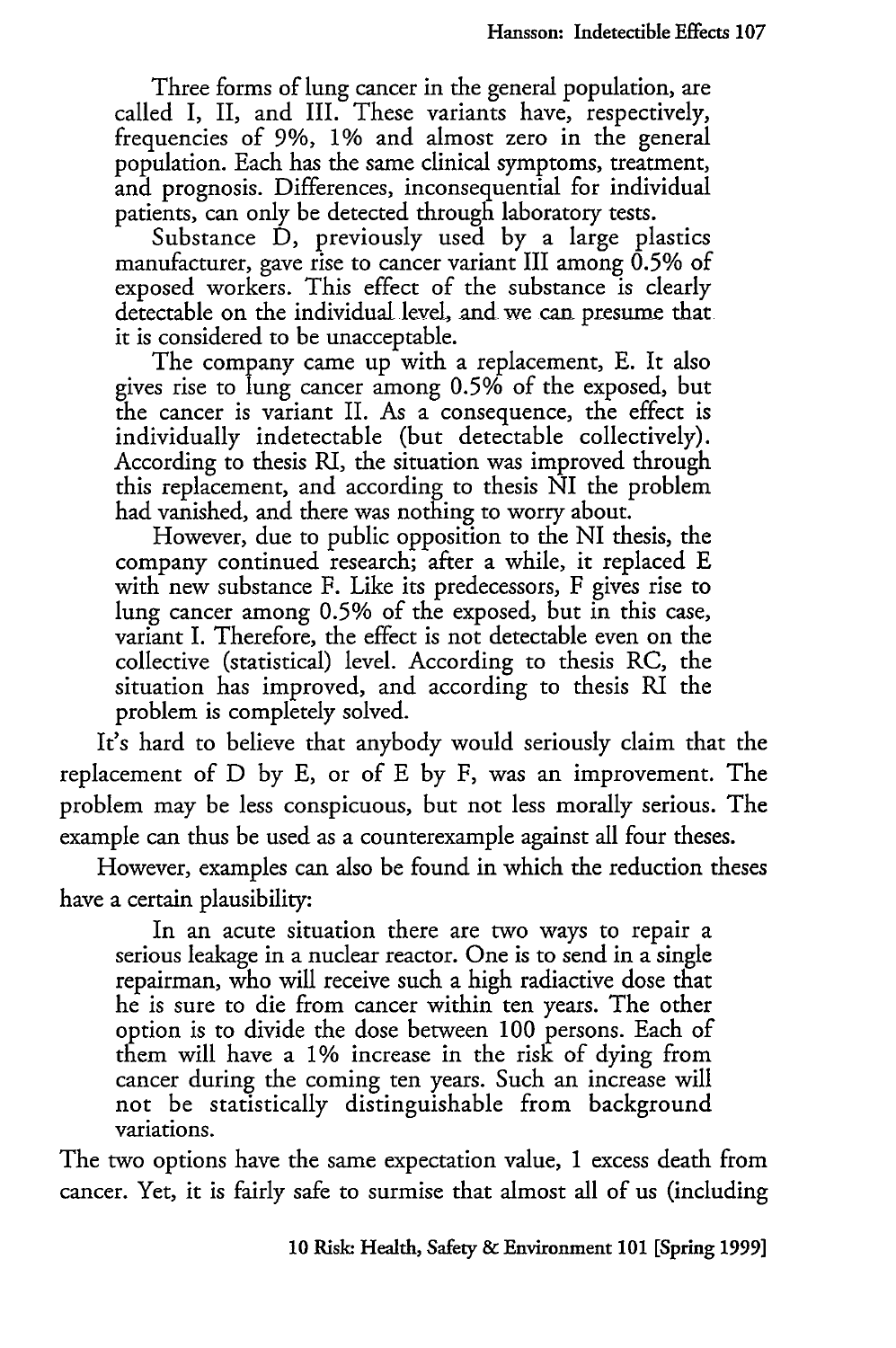> Three forms of lung cancer in the general population, are called I, II, and III. These variants have, respectively, frequencies of 9%, 1% and almost zero in the general population. Each has the same clinical symptoms, treatment, and prognosis. Differences, inconsequential for individual patients, can only be detected through laboratory tests.
>
> Substance D, previously used by a large plastics manufacturer, gave rise to cancer variant III among 0.5% of exposed workers. This effect of the substance is clearly detectable on the individual level, and we can presume that it is considered to be unacceptable.
>
> The company came up with a replacement, E. It also gives rise to lung cancer among 0.5% of the exposed, but the cancer is variant II. As a consequence, the effect is individually indetectable (but detectable collectively). According to thesis RI, the situation was improved through this replacement, and according to thesis NI the problem had vanished, and there was nothing to worry about.
>
> However, due to public opposition to the NI thesis, the company continued research; after a while, it replaced E with new substance F. Like its predecessors, F gives rise to lung cancer among 0.5% of the exposed, but in this case, variant I. Therefore, the effect is not detectable even on the collective (statistical) level. According to thesis RC, the situation has improved, and according to thesis RI the problem is completely solved.

It's hard to believe that anybody would seriously claim that the replacement of D by E, or of E by F, was an improvement. The problem may be less conspicuous, but not less morally serious. The example can thus be used as a counterexample against all four theses.

However, examples can also be found in which the reduction theses have a certain plausibility:

> In an acute situation there are two ways to repair a serious leakage in a nuclear reactor. One is to send in a single repairman, who will receive such a high radiactive dose that he is sure to die from cancer within ten years. The other option is to divide the dose between 100 persons. Each of them will have a 1% increase in the risk of dying from cancer during the coming ten years. Such an increase will not be statistically distinguishable from background variations.

The two options have the same expectation value, 1 excess death from cancer. Yet, it is fairly safe to surmise that almost all of us (including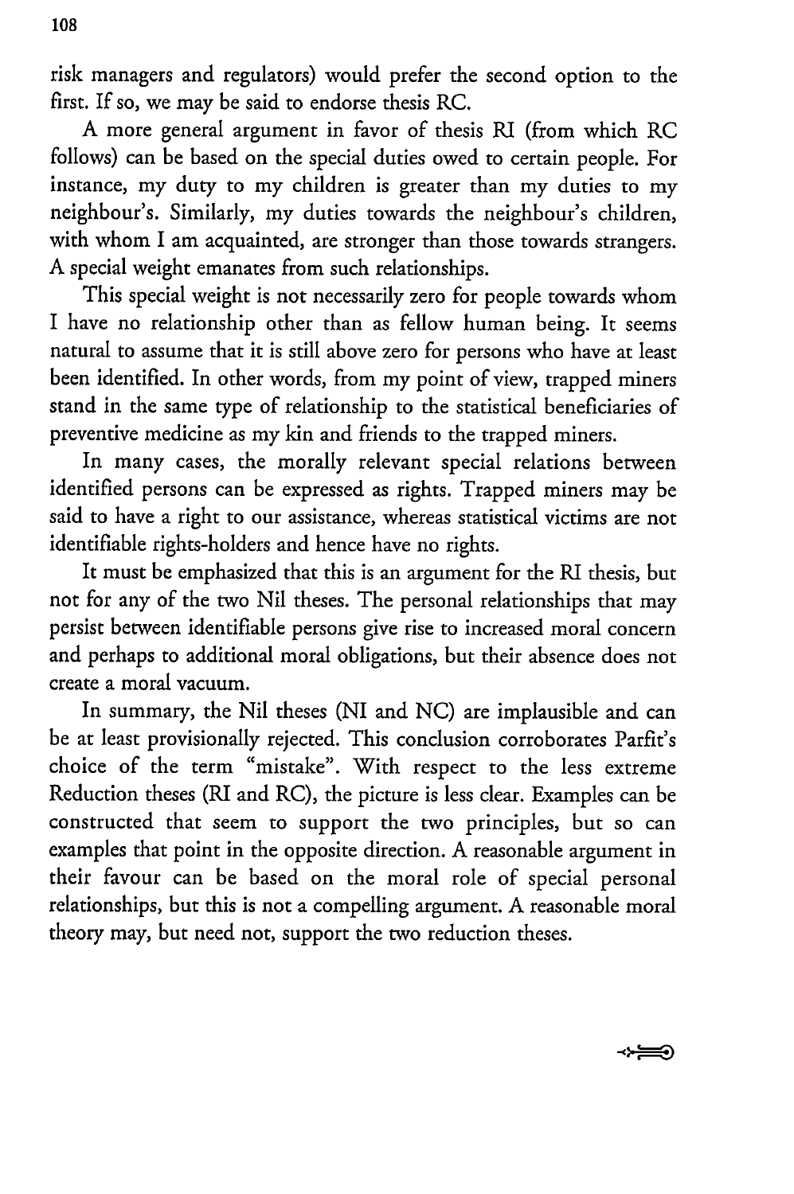risk managers and regulators) would prefer the second option to the first. If so, we may be said to endorse thesis RC.

A more general argument in favor of thesis RI (from which RC follows) can be based on the special duties owed to certain people. For instance, my duty to my children is greater than my duties to my neighbour's. Similarly, my duties towards the neighbour's children, with whom I am acquainted, are stronger than those towards strangers. A special weight emanates from such relationships.

This special weight is not necessarily zero for people towards whom I have no relationship other than as fellow human being. It seems natural to assume that it is still above zero for persons who have at least been identified. In other words, from my point of view, trapped miners stand in the same type of relationship to the statistical beneficiaries of preventive medicine as my kin and friends to the trapped miners.

In many cases, the morally relevant special relations between identified persons can be expressed as rights. Trapped miners may be said to have a right to our assistance, whereas statistical victims are not identifiable rights-holders and hence have no rights.

It must be emphasized that this is an argument for the RI thesis, but not for any of the two Nil theses. The personal relationships that may persist between identifiable persons give rise to increased moral concern and perhaps to additional moral obligations, but their absence does not create a moral vacuum.

In summary, the Nil theses (NI and NC) are implausible and can be at least provisionally rejected. This conclusion corroborates Parfit's choice of the term "mistake". With respect to the less extreme Reduction theses (RI and RC), the picture is less clear. Examples can be constructed that seem to support the two principles, but so can examples that point in the opposite direction. A reasonable argument in their favour can be based on the moral role of special personal relationships, but this is not a compelling argument. A reasonable moral theory may, but need not, support the two reduction theses.